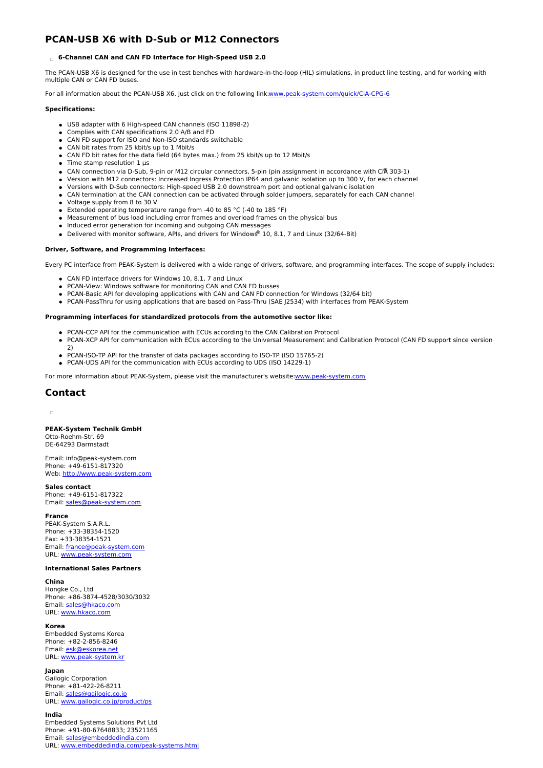# PCAN-USB X6 with D-Sub or M12 Connectors

**6-Channel CAN and CAN FD Interface for High-Speed USB 2.0**

The PCAN-USB X6 is designed for the use in test benches with hardware-in-the-loop (HIL) simulations, in product line testing, and for working with multiple CAN or CAN FD buses.

For all information about the PCAN-USB X6, just click on the following link:www.peak-system.com/quick/CiA-CPG-6

**Specifications:**

- USB adapter with 6 High-speed CAN channels (ISO 11898-2)
- Complies with CAN specifications 2.0 A/B and FD
- CAN FD support for ISO and Non-ISO standards switchable
- CAN bit rates from 25 kbit/s up to 1 Mbit/s
- CAN FD bit rates for the data field (64 bytes max.) from 25 kbit/s up to 12 Mbit/s
- Time stamp resolution 1 µs
- CAN connection via D-Sub, 9-pin or M12 circular connectors, 5-pin (pin assignment in accordance with CiA 303-1)
- Version with M12 connectors: Increased Ingress Protection IP64 and galvanic isolation up to 300 V, for each channel
- Versions with D-Sub connectors: High-speed USB 2.0 downstream port and optional galvanic isolation
- CAN termination at the CAN connection can be activated through solder jumpers, separately for each CAN channel
- Voltage supply from 8 to 30 V
- Extended operating temperature range from -40 to 85 °C (-40 to 185 °F)
- Measurement of bus load including error frames and overload frames on the physical bus
- Induced error generation for incoming and outgoing CAN messages
- Delivered with monitor software, APIs, and drivers for Windows® 10, 8.1, 7 and Linux (32/64-Bit)

**Driver, Software, and Programming Interfaces:**

Every PC interface from PEAK-System is delivered with a wide range of drivers, software, and programming interfaces. The scope of supply includes:

- CAN FD interface drivers for Windows 10, 8.1, 7 and Linux
- PCAN-View: Windows software for monitoring CAN and CAN FD busses
- PCAN-Basic API for developing applications with CAN and CAN FD connection for Windows (32/64 bit)
- PCAN-PassThru for using applications that are based on Pass-Thru (SAE J2534) with interfaces from PEAK-System

**Programming interfaces for standardized protocols from the automotive sector like:**

- PCAN-CCP API for the communication with ECUs according to the CAN Calibration Protocol
- PCAN-XCP API for communication with ECUs according to the Universal Measurement and Calibration Protocol (CAN FD support since version 2)
- PCAN-ISO-TP API for the transfer of data packages according to ISO-TP (ISO 15765-2)
- PCAN-UDS API for the communication with ECUs according to UDS (ISO 14229-1)

For more information about PEAK-System, please visit the manufacturer's website:www.peak-system.com

## Contact

**PEAK-System Technik GmbH**
Otto-Roehm-Str. 69
DE-64293 Darmstadt

Email: info@peak-system.com
Phone: +49-6151-817320
Web: http://www.peak-system.com

**Sales contact**
Phone: +49-6151-817322
Email: sales@peak-system.com

**France**
PEAK-System S.A.R.L.
Phone: +33-38354-1520
Fax: +33-38354-1521
Email: france@peak-system.com
URL: www.peak-system.com

**International Sales Partners**

**China**
Hongke Co., Ltd
Phone: +86-3874-4528/3030/3032
Email: sales@hkaco.com
URL: www.hkaco.com

**Korea**
Embedded Systems Korea
Phone: +82-2-856-8246
Email: esk@eskorea.net
URL: www.peak-system.kr

**Japan**
Gailogic Corporation
Phone: +81-422-26-8211
Email: sales@gailogic.co.jp
URL: www.gailogic.co.jp/product/ps

**India**
Embedded Systems Solutions Pvt Ltd
Phone: +91-80-67648833; 23521165
Email: sales@embeddedindia.com
URL: www.embeddedindia.com/peak-systems.html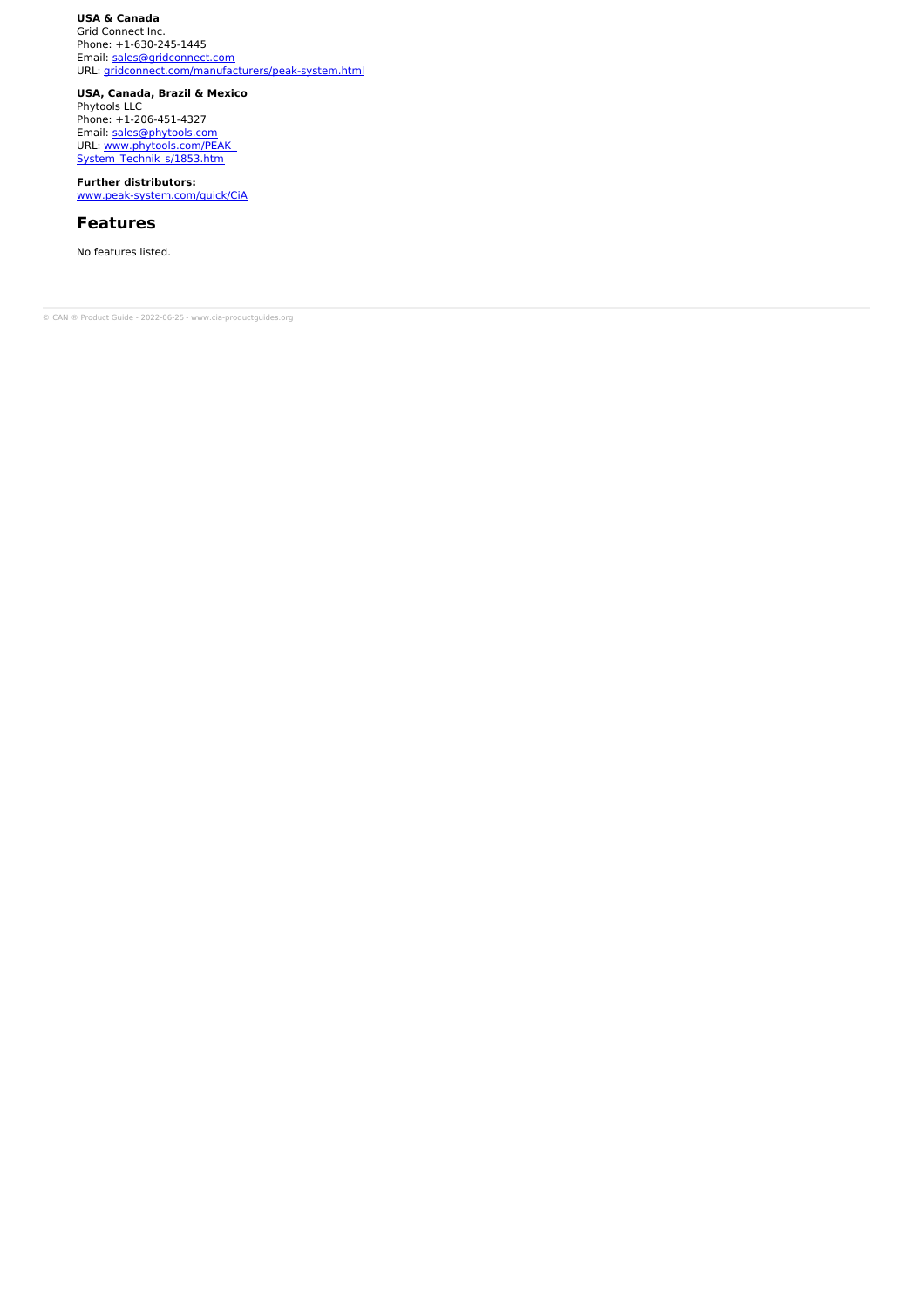**USA & Canada**
Grid Connect Inc.
Phone: +1-630-245-1445
Email: sales@gridconnect.com
URL: gridconnect.com/manufacturers/peak-system.html

**USA, Canada, Brazil & Mexico**
Phytools LLC
Phone: +1-206-451-4327
Email: sales@phytools.com
URL: www.phytools.com/PEAK_System_Technik_s/1853.htm

**Further distributors:**
www.peak-system.com/quick/CiA

## Features

No features listed.